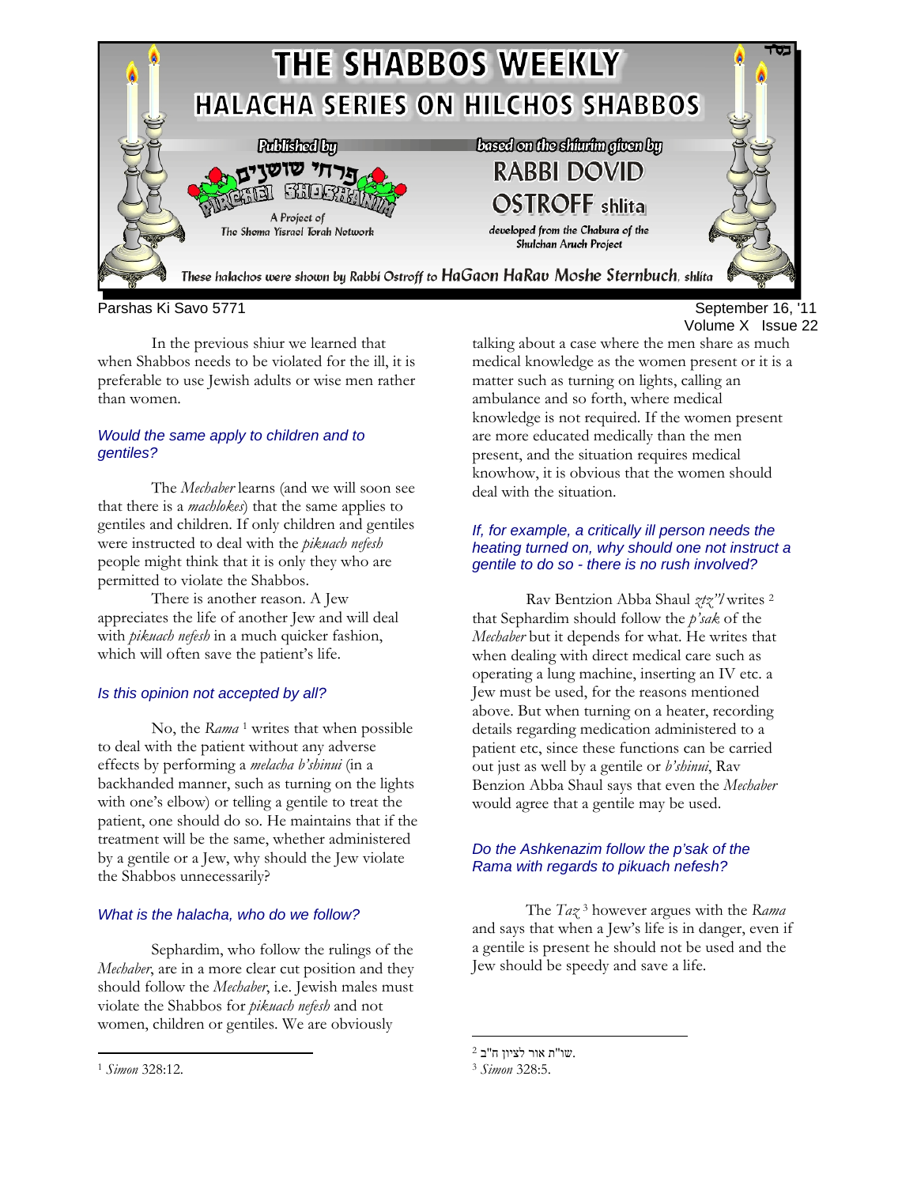# THE SHABBOS WEEKLY

## HALACHA SERIES ON HILCHOS SHABBOS

Published by פרחי שושנים PIRCHEI SHOSHANIM — A Project of The Shema Yisrael Torah Network

based on the shiurim given by RABBI DOVID OSTROFF shlita — developed from the Chabura of the Shulchan Aruch Project

These halachos were shown by Rabbi Ostroff to HaGaon HaRav Moshe Sternbuch, shlita

Parshas Ki Savo 5771 — September 16, '11 — Volume X Issue 22

In the previous shiur we learned that when Shabbos needs to be violated for the ill, it is preferable to use Jewish adults or wise men rather than women.

*Would the same apply to children and to gentiles?*

The *Mechaber* learns (and we will soon see that there is a *machlokes*) that the same applies to gentiles and children. If only children and gentiles were instructed to deal with the *pikuach nefesh* people might think that it is only they who are permitted to violate the Shabbos.

There is another reason. A Jew appreciates the life of another Jew and will deal with *pikuach nefesh* in a much quicker fashion, which will often save the patient's life.

*Is this opinion not accepted by all?*

No, the *Rama* [1] writes that when possible to deal with the patient without any adverse effects by performing a *melacha b'shinui* (in a backhanded manner, such as turning on the lights with one's elbow) or telling a gentile to treat the patient, one should do so. He maintains that if the treatment will be the same, whether administered by a gentile or a Jew, why should the Jew violate the Shabbos unnecessarily?

*What is the halacha, who do we follow?*

Sephardim, who follow the rulings of the *Mechaber*, are in a more clear cut position and they should follow the *Mechaber*, i.e. Jewish males must violate the Shabbos for *pikuach nefesh* and not women, children or gentiles. We are obviously talking about a case where the men share as much medical knowledge as the women present or it is a matter such as turning on lights, calling an ambulance and so forth, where medical knowledge is not required. If the women present are more educated medically than the men present, and the situation requires medical knowhow, it is obvious that the women should deal with the situation.

*If, for example, a critically ill person needs the heating turned on, why should one not instruct a gentile to do so - there is no rush involved?*

Rav Bentzion Abba Shaul *ztz"l* writes [2] that Sephardim should follow the *p'sak* of the *Mechaber* but it depends for what. He writes that when dealing with direct medical care such as operating a lung machine, inserting an IV etc. a Jew must be used, for the reasons mentioned above. But when turning on a heater, recording details regarding medication administered to a patient etc, since these functions can be carried out just as well by a gentile or *b'shinui*, Rav Benzion Abba Shaul says that even the *Mechaber* would agree that a gentile may be used.

*Do the Ashkenazim follow the p'sak of the Rama with regards to pikuach nefesh?*

The *Taz* [3] however argues with the *Rama* and says that when a Jew's life is in danger, even if a gentile is present he should not be used and the Jew should be speedy and save a life.

---

[1] *Simon* 328:12.

[2] שו"ת אור לציון ח"ב.

[3] *Simon* 328:5.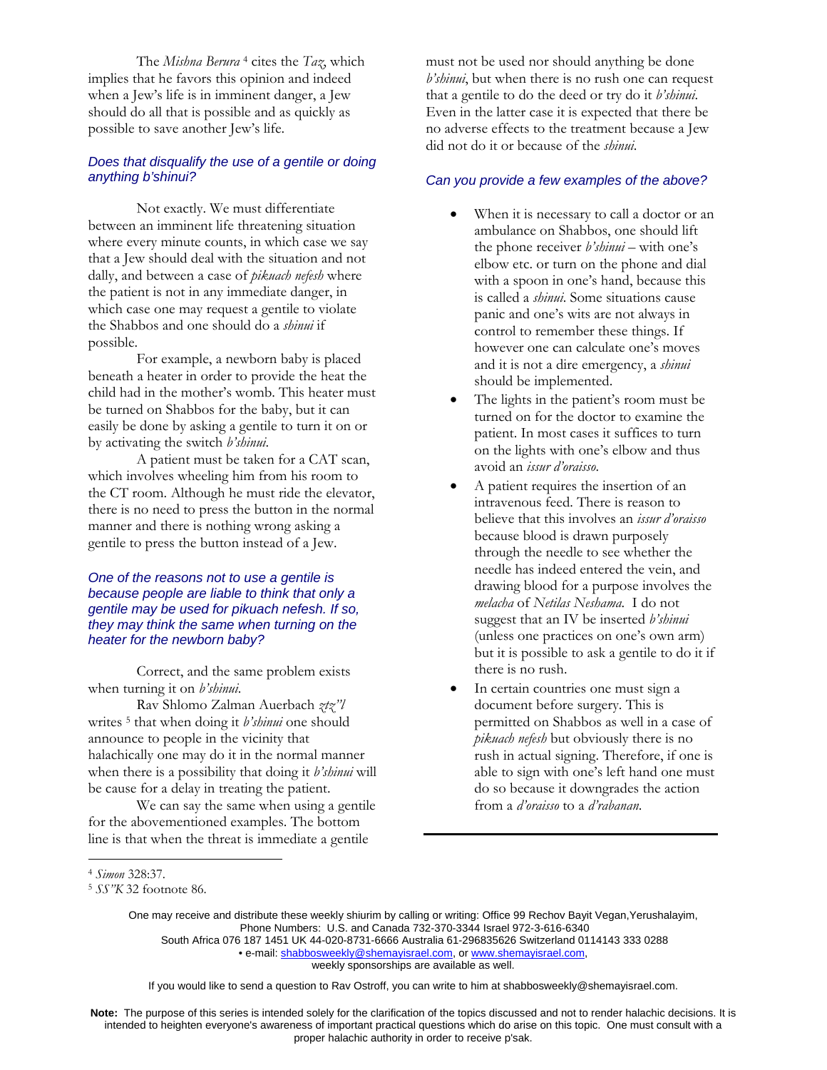The *Mishna Berura* [4] cites the *Taz*, which implies that he favors this opinion and indeed when a Jew's life is in imminent danger, a Jew should do all that is possible and as quickly as possible to save another Jew's life.

### *Does that disqualify the use of a gentile or doing anything b'shinui?*

Not exactly. We must differentiate between an imminent life threatening situation where every minute counts, in which case we say that a Jew should deal with the situation and not dally, and between a case of *pikuach nefesh* where the patient is not in any immediate danger, in which case one may request a gentile to violate the Shabbos and one should do a *shinui* if possible.

For example, a newborn baby is placed beneath a heater in order to provide the heat the child had in the mother's womb. This heater must be turned on Shabbos for the baby, but it can easily be done by asking a gentile to turn it on or by activating the switch *b'shinui*.

A patient must be taken for a CAT scan, which involves wheeling him from his room to the CT room. Although he must ride the elevator, there is no need to press the button in the normal manner and there is nothing wrong asking a gentile to press the button instead of a Jew.

### *One of the reasons not to use a gentile is because people are liable to think that only a gentile may be used for pikuach nefesh. If so, they may think the same when turning on the heater for the newborn baby?*

Correct, and the same problem exists when turning it on *b'shinui*.

Rav Shlomo Zalman Auerbach *ztz"l* writes [5] that when doing it *b'shinui* one should announce to people in the vicinity that halachically one may do it in the normal manner when there is a possibility that doing it *b'shinui* will be cause for a delay in treating the patient.

We can say the same when using a gentile for the abovementioned examples. The bottom line is that when the threat is immediate a gentile must not be used nor should anything be done *b'shinui*, but when there is no rush one can request that a gentile to do the deed or try do it *b'shinui*. Even in the latter case it is expected that there be no adverse effects to the treatment because a Jew did not do it or because of the *shinui*.

### *Can you provide a few examples of the above?*

- When it is necessary to call a doctor or an ambulance on Shabbos, one should lift the phone receiver *b'shinui* – with one's elbow etc. or turn on the phone and dial with a spoon in one's hand, because this is called a *shinui*. Some situations cause panic and one's wits are not always in control to remember these things. If however one can calculate one's moves and it is not a dire emergency, a *shinui* should be implemented.
- The lights in the patient's room must be turned on for the doctor to examine the patient. In most cases it suffices to turn on the lights with one's elbow and thus avoid an *issur d'oraisso*.
- A patient requires the insertion of an intravenous feed. There is reason to believe that this involves an *issur d'oraisso* because blood is drawn purposely through the needle to see whether the needle has indeed entered the vein, and drawing blood for a purpose involves the *melacha* of *Netilas Neshama*. I do not suggest that an IV be inserted *b'shinui* (unless one practices on one's own arm) but it is possible to ask a gentile to do it if there is no rush.
- In certain countries one must sign a document before surgery. This is permitted on Shabbos as well in a case of *pikuach nefesh* but obviously there is no rush in actual signing. Therefore, if one is able to sign with one's left hand one must do so because it downgrades the action from a *d'oraisso* to a *d'rabanan*.

---

[4] *Simon* 328:37.

[5] *SS"K* 32 footnote 86.

One may receive and distribute these weekly shiurim by calling or writing: Office 99 Rechov Bayit Vegan,Yerushalayim, Phone Numbers: U.S. and Canada 732-370-3344 Israel 972-3-616-6340 South Africa 076 187 1451 UK 44-020-8731-6666 Australia 61-296835626 Switzerland 0114143 333 0288 • e-mail: shabbosweekly@shemayisrael.com, or www.shemayisrael.com, weekly sponsorships are available as well.

If you would like to send a question to Rav Ostroff, you can write to him at shabbosweekly@shemayisrael.com.

**Note:** The purpose of this series is intended solely for the clarification of the topics discussed and not to render halachic decisions. It is intended to heighten everyone's awareness of important practical questions which do arise on this topic. One must consult with a proper halachic authority in order to receive p'sak.